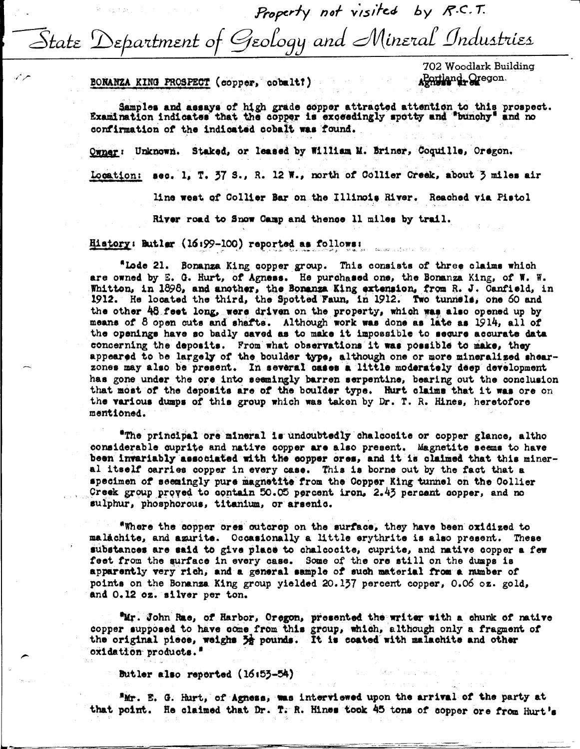*Property not visited by R.C.T.*

# State Department of Geology and Mineral Industries

702 Woodlark Building
Portland, Oregon.
Agness Area

**BONANZA KING PROSPECT** (copper, cobalt?)

Samples and assays of high grade copper attracted attention to this prospect. Examination indicates that the copper is exceedingly spotty and "bunchy" and no confirmation of the indicated cobalt was found.

Owner: Unknown. Staked, or leased by William M. Briner, Coquille, Oregon.

Location: sec. 1, T. 37 S., R. 12 W., north of Collier Creek, about 3 miles air line west of Collier Bar on the Illinois River. Reached via Pistol River road to Snow Camp and thence 11 miles by trail.

History: Butler (16:99-100) reported as follows:

"Lode 21. Bonanza King copper group. This consists of three claims which are owned by E. G. Hurt, of Agness. He purchased one, the Bonanza King, of W. W. Whitton, in 1898, and another, the Bonanza King extension, from R. J. Canfield, in 1912. He located the third, the Spotted Faun, in 1912. Two tunnels, one 60 and the other 48 feet long, were driven on the property, which was also opened up by means of 8 open cuts and shafts. Although work was done as late as 1914, all of the openings have so badly caved as to make it impossible to secure accurate data concerning the deposits. From what observations it was possible to make, they appeared to be largely of the boulder type, although one or more mineralized shear-zones may also be present. In several cases a little moderately deep development has gone under the ore into seemingly barren serpentine, bearing out the conclusion that most of the deposits are of the boulder type. Hurt claims that it was ore on the various dumps of this group which was taken by Dr. T. R. Hines, heretofore mentioned.

"The principal ore mineral is undoubtedly chalcocite or copper glance, altho considerable cuprite and native copper are also present. Magnetite seems to have been invariably associated with the copper ores, and it is claimed that this mineral itself carries copper in every case. This is borne out by the fact that a specimen of seemingly pure magnetite from the Copper King tunnel on the Collier Creek group proved to contain 50.05 percent iron, 2.43 percent copper, and no sulphur, phosphorous, titanium, or arsenic.

"Where the copper ores outcrop on the surface, they have been oxidized to malachite, and azurite. Occasionally a little erythrite is also present. These substances are said to give place to chalcocite, cuprite, and native copper a few feet from the surface in every case. Some of the ore still on the dumps is apparently very rich, and a general sample of such material from a number of points on the Bonanza King group yielded 20.137 percent copper, 0.06 oz. gold, and 0.12 oz. silver per ton.

"Mr. John Rae, of Harbor, Oregon, presented the writer with a chunk of native copper supposed to have come from this group, which, although only a fragment of the original piece, weighs 3½ pounds. It is coated with malachite and other oxidation products."

Butler also reported (16:53-54)

"Mr. E. G. Hurt, of Agness, was interviewed upon the arrival of the party at that point. He claimed that Dr. T. R. Hines took 45 tons of copper ore from Hurt's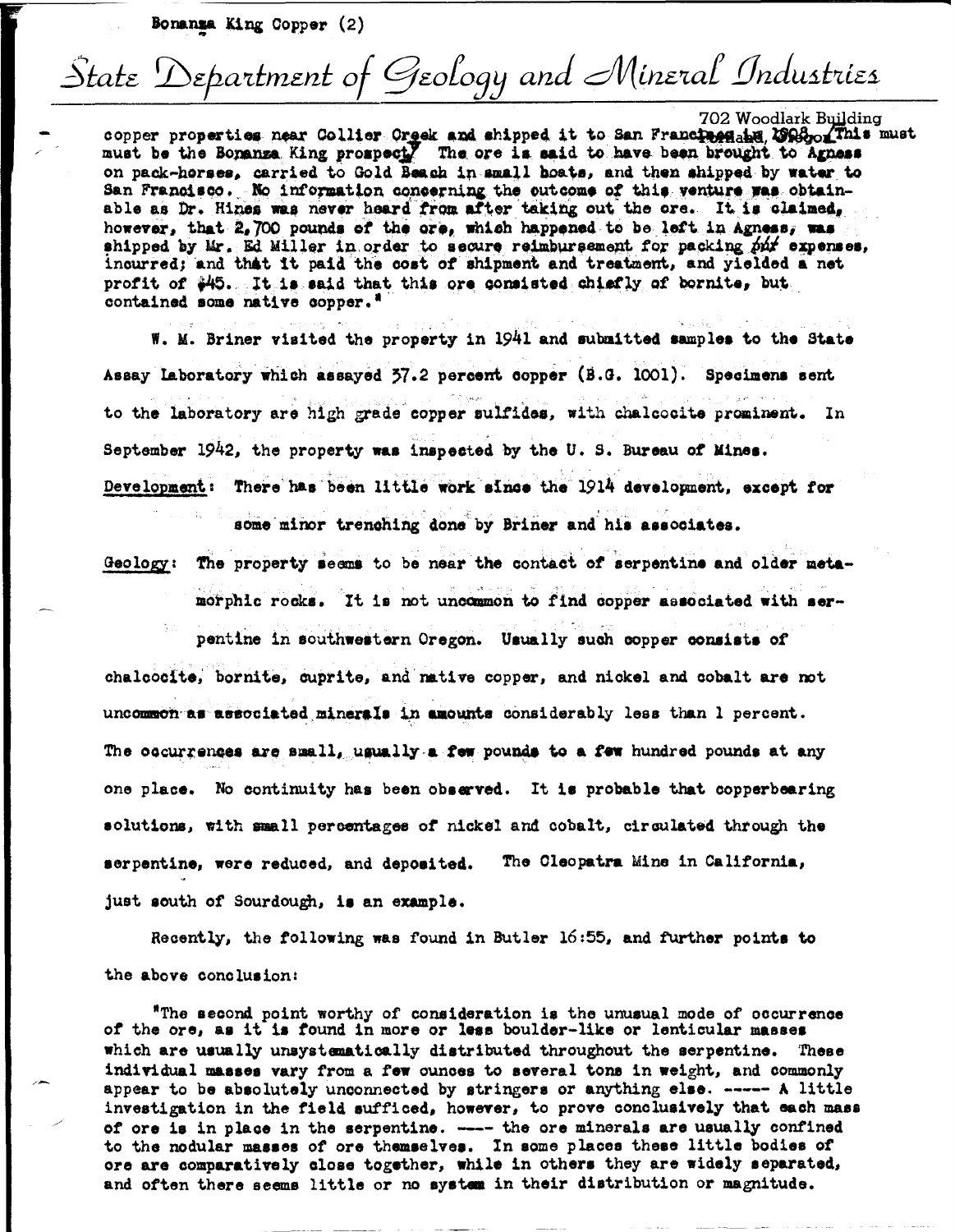Bonanza King Copper (2)

# State Department of Geology and Mineral Industries

702 Woodlark Building

copper properties near Collier Creek and shipped it to San Francisco in 1908. (This must be the Bonanza King prospect.) The ore is said to have been brought to Agness on pack-horses, carried to Gold Beach in small boats, and then shipped by water to San Francisco. No information concerning the outcome of this venture was obtainable as Dr. Hines was never heard from after taking out the ore. It is claimed, however, that 2,700 pounds of the ore, which happened to be left in Agness, was shipped by Mr. Ed Miller in order to secure reimbursement for packing expenses, incurred; and that it paid the cost of shipment and treatment, and yielded a net profit of $45. It is said that this ore consisted chiefly of bornite, but contained some native copper."

W. M. Briner visited the property in 1941 and submitted samples to the State Assay Laboratory which assayed 37.2 percent copper (B.G. 1001). Specimens sent to the laboratory are high grade copper sulfides, with chalcocite prominent. In September 1942, the property was inspected by the U. S. Bureau of Mines.

Development: There has been little work since the 1914 development, except for some minor trenching done by Briner and his associates.

Geology: The property seems to be near the contact of serpentine and older metamorphic rocks. It is not uncommon to find copper associated with serpentine in southwestern Oregon. Usually such copper consists of chalcocite, bornite, cuprite, and native copper, and nickel and cobalt are not uncommon as associated minerals in amounts considerably less than 1 percent. The occurrences are small, usually a few pounds to a few hundred pounds at any one place. No continuity has been observed. It is probable that copperbearing solutions, with small percentages of nickel and cobalt, circulated through the serpentine, were reduced, and deposited. The Cleopatra Mine in California, just south of Sourdough, is an example.

Recently, the following was found in Butler 16:55, and further points to the above conclusion:

"The second point worthy of consideration is the unusual mode of occurrence of the ore, as it is found in more or less boulder-like or lenticular masses which are usually unsystematically distributed throughout the serpentine. These individual masses vary from a few ounces to several tons in weight, and commonly appear to be absolutely unconnected by stringers or anything else. ----- A little investigation in the field sufficed, however, to prove conclusively that each mass of ore is in place in the serpentine. ---- the ore minerals are usually confined to the nodular masses of ore themselves. In some places these little bodies of ore are comparatively close together, while in others they are widely separated, and often there seems little or no system in their distribution or magnitude.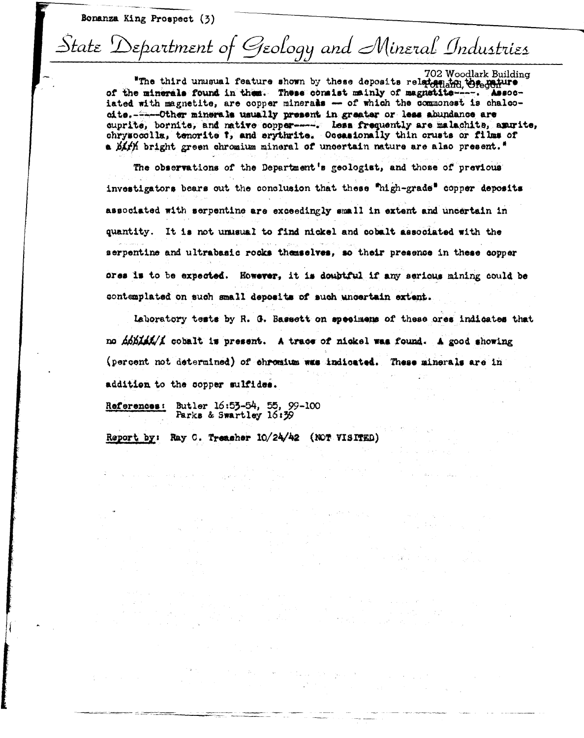Bonanza King Prospect (3)

# State Department of Geology and Mineral Industries

702 Woodlark Building
Portland, Oregon

"The third unusual feature shown by these deposits relates to the nature of the minerals found in them. These consist mainly of magnetite----. Associated with magnetite, are copper minerals — of which the commonest is chalcocite.-----Other minerals usually present in greater or less abundance are cuprite, bornite, and native copper----. Less frequently are malachite, azurite, chrysocolla, tenorite ?, and erythrite. Occasionally thin crusts or films of a ~~bit~~ bright green chromium mineral of uncertain nature are also present."

The observations of the Department's geologist, and those of previous investigators bears out the conclusion that these "high-grade" copper deposits associated with serpentine are exceedingly small in extent and uncertain in quantity. It is not unusual to find nickel and cobalt associated with the serpentine and ultrabasic rocks themselves, so their presence in these copper ores is to be expected. However, it is doubtful if any serious mining could be contemplated on such small deposits of such uncertain extent.

Laboratory tests by R. G. Bassett on specimens of these ores indicates that no ~~coball~~ cobalt is present. A trace of nickel was found. A good showing (percent not determined) of chromium was indicated. These minerals are in addition to the copper sulfides.

References: Butler 16:53-54, 55, 99-100
Parks & Swartley 16:39

Report by: Ray C. Treasher 10/24/42 (NOT VISITED)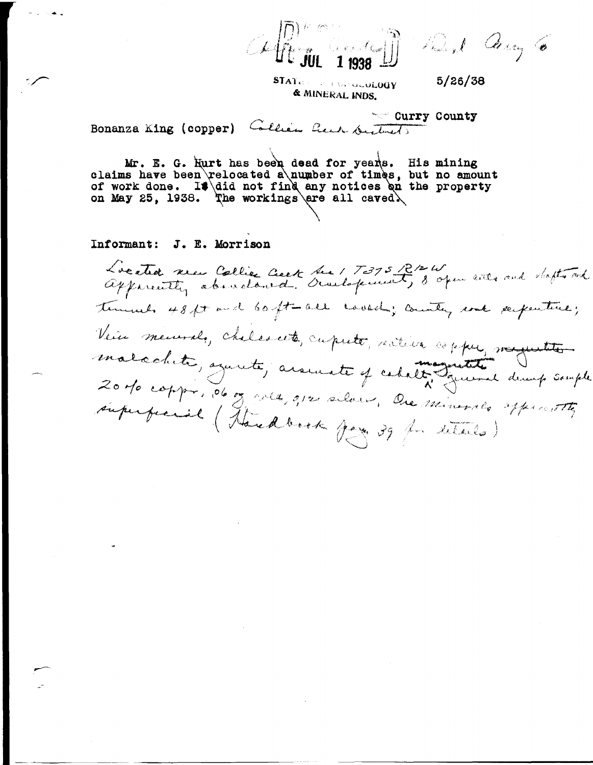Collier Creek Dist. Rec'd Aug 6

JUL 1 1938

STATE DEPT. OF GEOLOGY & MINERAL INDS.

5/26/38

Curry County

Bonanza King (copper) Collier Creek District

Mr. E. G. Hurt has been dead for years. His mining claims have been relocated a number of times, but no amount of work done. I did not find any notices on the property on May 25, 1938. The workings are all caved.

Informant: J. E. Morrison

Located near Collier Creek Sec 1 T37S R12W. Apparently abandoned. Development, 8 open cuts and shafts and tunnels 48 ft and 60 ft - all caved; country rock serpentine; Vein minerals, chalcocite, cuprite, native copper, ~~magnetite~~ malachite, azurite, arsenate of cobalt, magnetite; general dump sample 20% copper, .06 oz gold, 0.12 silver. Ore minerals apparently superficial (Handbook page 39 for details)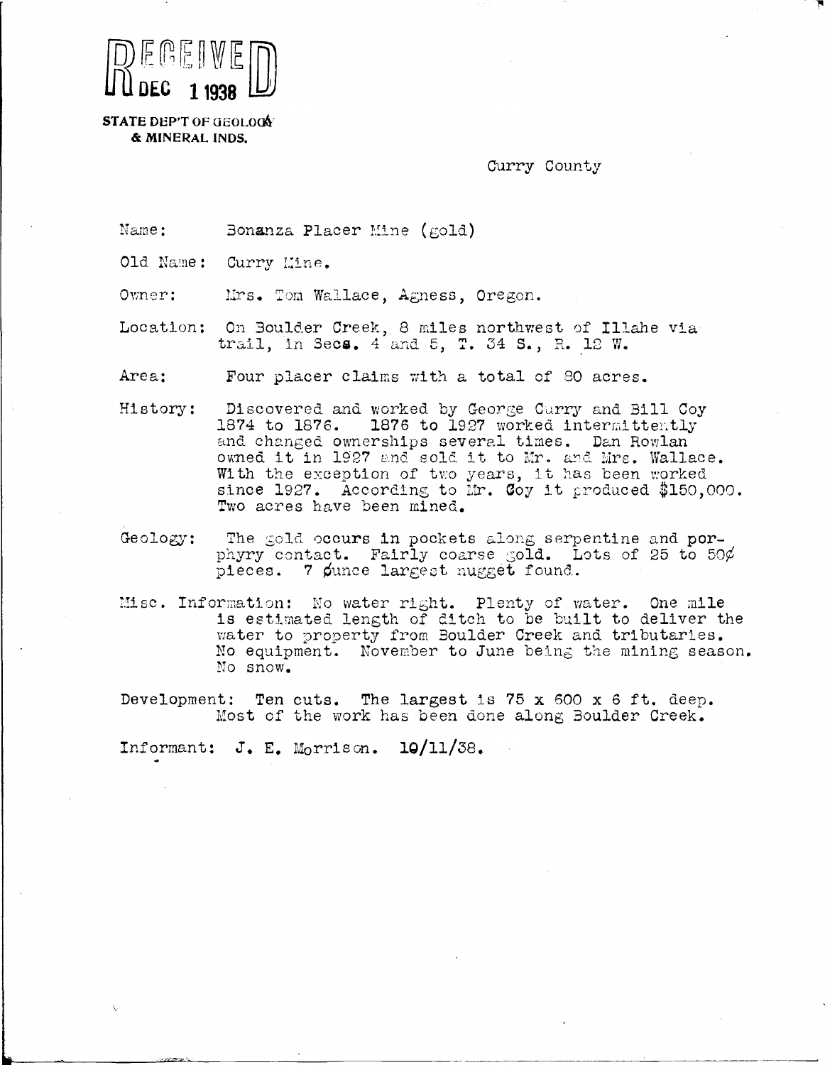RECEIVED
DEC 1 1938
STATE DEP'T OF GEOLOGY & MINERAL INDS.

Curry County

Name: Bonanza Placer Mine (gold)

Old Name: Curry Mine.

Owner: Mrs. Tom Wallace, Agness, Oregon.

Location: On Boulder Creek, 8 miles northwest of Illahe via trail, in Secs. 4 and 5, T. 34 S., R. 12 W.

Area: Four placer claims with a total of 80 acres.

History: Discovered and worked by George Curry and Bill Coy 1874 to 1876. 1876 to 1927 worked intermittently and changed ownerships several times. Dan Rowlan owned it in 1927 and sold it to Mr. and Mrs. Wallace. With the exception of two years, it has been worked since 1927. According to Mr. Coy it produced $150,000. Two acres have been mined.

Geology: The gold occurs in pockets along serpentine and porphyry contact. Fairly coarse gold. Lots of 25 to 50¢ pieces. 7 ounce largest nugget found.

Misc. Information: No water right. Plenty of water. One mile is estimated length of ditch to be built to deliver the water to property from Boulder Creek and tributaries. No equipment. November to June being the mining season. No snow.

Development: Ten cuts. The largest is 75 x 600 x 6 ft. deep. Most of the work has been done along Boulder Creek.

Informant: J. E. Morrison. 10/11/38.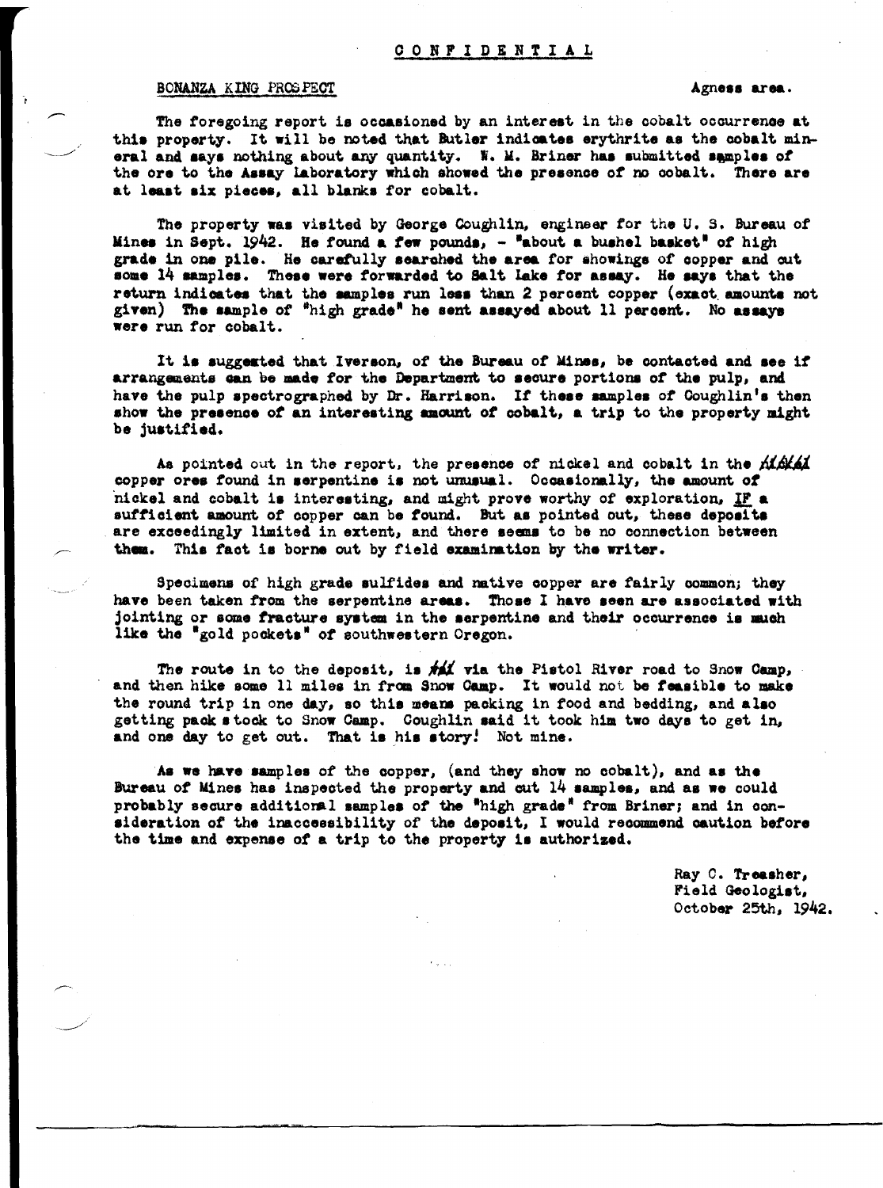CONFIDENTIAL

BONANZA KING PROSPECT Agness area.

The foregoing report is occasioned by an interest in the cobalt occurrence at this property. It will be noted that Butler indicates erythrite as the cobalt mineral and says nothing about any quantity. W. M. Briner has submitted samples of the ore to the Assay Laboratory which showed the presence of no cobalt. There are at least six pieces, all blanks for cobalt.

The property was visited by George Coughlin, engineer for the U. S. Bureau of Mines in Sept. 1942. He found a few pounds, - "about a bushel basket" of high grade in one pile. He carefully searched the area for showings of copper and cut some 14 samples. These were forwarded to Salt Lake for assay. He says that the return indicates that the samples run less than 2 percent copper (exact amounts not given) The sample of "high grade" he sent assayed about 11 percent. No assays were run for cobalt.

It is suggested that Iverson, of the Bureau of Mines, be contacted and see if arrangements can be made for the Department to secure portions of the pulp, and have the pulp spectrographed by Dr. Harrison. If these samples of Coughlin's then show the presence of an interesting amount of cobalt, a trip to the property might be justified.

As pointed out in the report, the presence of nickel and cobalt in the copper ores found in serpentine is not unusual. Occasionally, the amount of nickel and cobalt is interesting, and might prove worthy of exploration, IF a sufficient amount of copper can be found. But as pointed out, these deposits are exceedingly limited in extent, and there seems to be no connection between them. This fact is borne out by field examination by the writer.

Specimens of high grade sulfides and native copper are fairly common; they have been taken from the serpentine areas. Those I have seen are associated with jointing or some fracture system in the serpentine and their occurrence is much like the "gold pockets" of southwestern Oregon.

The route in to the deposit, is via the Pistol River road to Snow Camp, and then hike some 11 miles in from Snow Camp. It would not be feasible to make the round trip in one day, so this means packing in food and bedding, and also getting pack stock to Snow Camp. Coughlin said it took him two days to get in, and one day to get out. That is his story! Not mine.

As we have samples of the copper, (and they show no cobalt), and as the Bureau of Mines has inspected the property and cut 14 samples, and as we could probably secure additional samples of the "high grade" from Briner; and in consideration of the inaccessibility of the deposit, I would recommend caution before the time and expense of a trip to the property is authorized.

Ray C. Treasher,
Field Geologist,
October 25th, 1942.